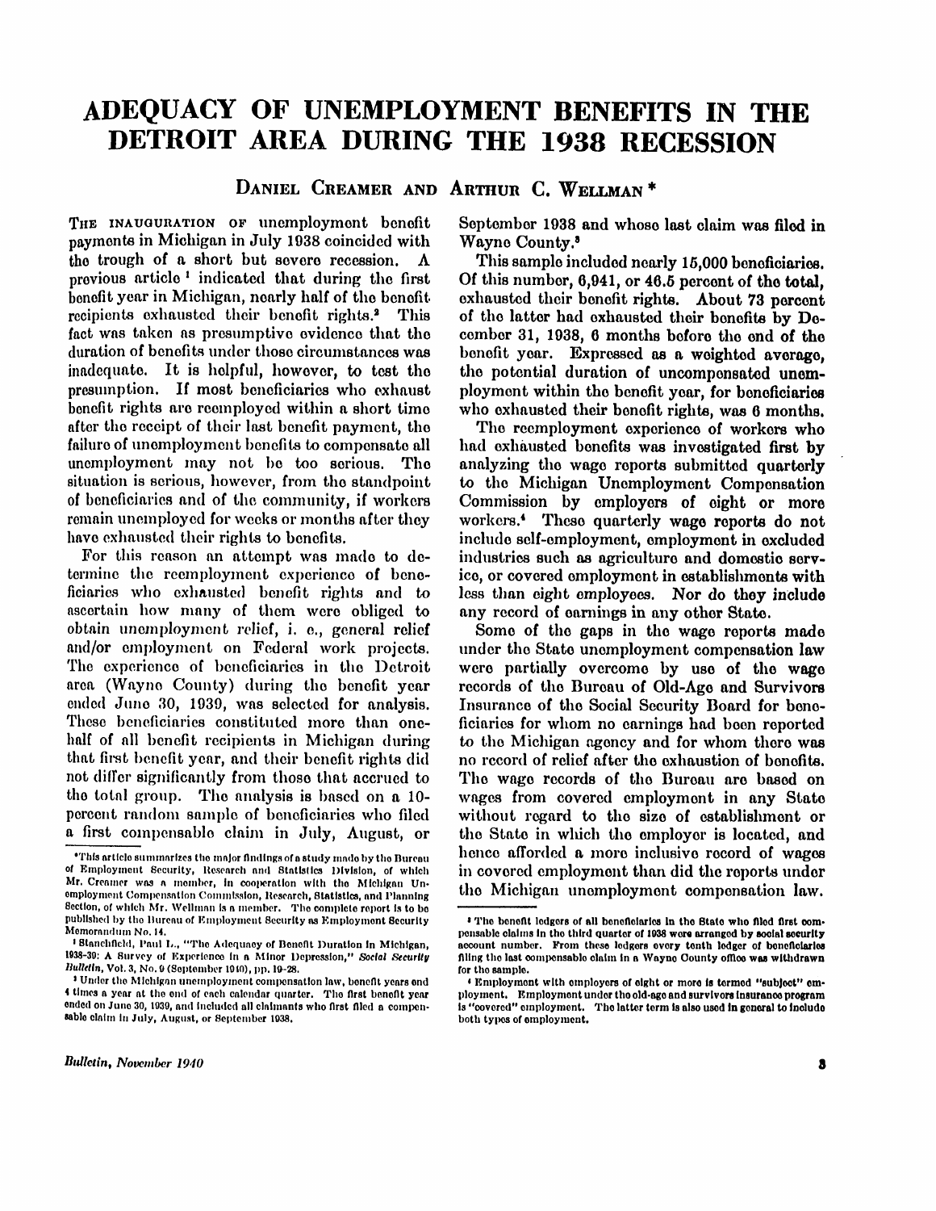# ADEQUACY OF UNEMPLOYMENT BENEFITS IN THE DETROIT AREA DURING THE 1938 RECESSION

DANIEL CREAMER AND ARTHUR C. WELLMAN *

THE INAUGURATION OF unemployment benefit payments in Michigan in July 1938 coincided with the trough of a short but severe recession. A previous article [1] indicated that during the first benefit year in Michigan, nearly half of the benefit recipients exhausted their benefit rights.[2] This fact was taken as presumptive evidence that the duration of benefits under those circumstances was inadequate. It is helpful, however, to test the presumption. If most beneficiaries who exhaust benefit rights are reemployed within a short time after the receipt of their last benefit payment, the failure of unemployment benefits to compensate all unemployment may not be too serious. The situation is serious, however, from the standpoint of beneficiaries and of the community, if workers remain unemployed for weeks or months after they have exhausted their rights to benefits.

For this reason an attempt was made to determine the reemployment experience of beneficiaries who exhausted benefit rights and to ascertain how many of them were obliged to obtain unemployment relief, i. e., general relief and/or employment on Federal work projects. The experience of beneficiaries in the Detroit area (Wayne County) during the benefit year ended June 30, 1939, was selected for analysis. These beneficiaries constituted more than one-half of all benefit recipients in Michigan during that first benefit year, and their benefit rights did not differ significantly from those that accrued to the total group. The analysis is based on a 10-percent random sample of beneficiaries who filed a first compensable claim in July, August, or September 1938 and whose last claim was filed in Wayne County.[3]

This sample included nearly 15,000 beneficiaries. Of this number, 6,941, or 46.5 percent of the total, exhausted their benefit rights. About 73 percent of the latter had exhausted their benefits by December 31, 1938, 6 months before the end of the benefit year. Expressed as a weighted average, the potential duration of uncompensated unemployment within the benefit year, for beneficiaries who exhausted their benefit rights, was 6 months.

The reemployment experience of workers who had exhausted benefits was investigated first by analyzing the wage reports submitted quarterly to the Michigan Unemployment Compensation Commission by employers of eight or more workers.[4] These quarterly wage reports do not include self-employment, employment in excluded industries such as agriculture and domestic service, or covered employment in establishments with less than eight employees. Nor do they include any record of earnings in any other State.

Some of the gaps in the wage reports made under the State unemployment compensation law were partially overcome by use of the wage records of the Bureau of Old-Age and Survivors Insurance of the Social Security Board for beneficiaries for whom no earnings had been reported to the Michigan agency and for whom there was no record of relief after the exhaustion of benefits. The wage records of the Bureau are based on wages from covered employment in any State without regard to the size of establishment or the State in which the employer is located, and hence afforded a more inclusive record of wages in covered employment than did the reports under the Michigan unemployment compensation law.

---

*This article summarizes the major findings of a study made by the Bureau of Employment Security, Research and Statistics Division, of which Mr. Creamer was a member, in cooperation with the Michigan Unemployment Compensation Commission, Research, Statistics, and Planning Section, of which Mr. Wellman is a member. The complete report is to be published by the Bureau of Employment Security as Employment Security Memorandum No. 14.

[1] Stanchfield, Paul L., "The Adequacy of Benefit Duration in Michigan, 1938-39: A Survey of Experience in a Minor Depression," *Social Security Bulletin*, Vol. 3, No. 9 (September 1940), pp. 19-28.

[2] Under the Michigan unemployment compensation law, benefit years end 4 times a year at the end of each calendar quarter. The first benefit year ended on June 30, 1939, and included all claimants who first filed a compensable claim in July, August, or September 1938.

[3] The benefit ledgers of all beneficiaries in the State who filed first compensable claims in the third quarter of 1938 were arranged by social security account number. From these ledgers every tenth ledger of beneficiaries filing the last compensable claim in a Wayne County office was withdrawn for the sample.

[4] Employment with employers of eight or more is termed "subject" employment. Employment under the old-age and survivors insurance program is "covered" employment. The latter term is also used in general to include both types of employment.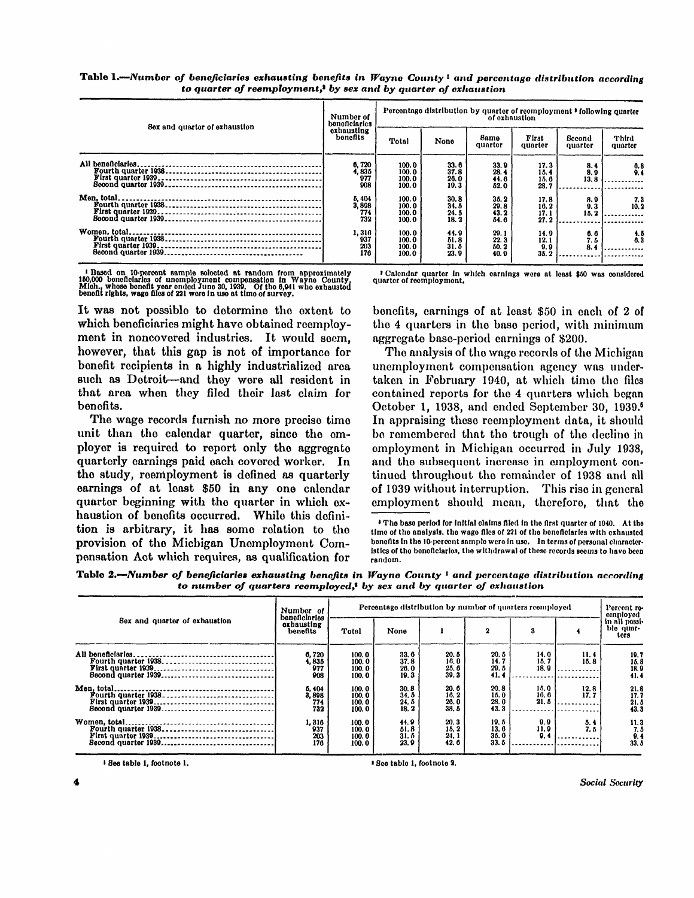**Table 1.**—*Number of beneficiaries exhausting benefits in Wayne County* [1] *and percentage distribution according to quarter of reemployment,* [2] *by sex and by quarter of exhaustion*

| Sex and quarter of exhaustion | Number of beneficiaries exhausting benefits | Percentage distribution by quarter of reemployment [2] following quarter of exhaustion | | | | | |
|---|---|---|---|---|---|---|---|
| | | Total | None | Same quarter | First quarter | Second quarter | Third quarter |
| All beneficiaries | 6,720 | 100.0 | 33.6 | 33.9 | 17.3 | 8.4 | 6.8 |
| Fourth quarter 1938 | 4,835 | 100.0 | 37.8 | 28.4 | 15.4 | 8.9 | 9.4 |
| First quarter 1939 | 977 | 100.0 | 26.0 | 44.6 | 15.6 | 13.8 | |
| Second quarter 1939 | 908 | 100.0 | 19.3 | 52.0 | 28.7 | | |
| Men, total | 5,404 | 100.0 | 30.8 | 35.2 | 17.8 | 8.9 | 7.3 |
| Fourth quarter 1938 | 3,898 | 100.0 | 34.5 | 29.8 | 16.2 | 9.3 | 10.2 |
| First quarter 1939 | 774 | 100.0 | 24.5 | 43.2 | 17.1 | 15.2 | |
| Second quarter 1939 | 732 | 100.0 | 18.2 | 54.6 | 27.2 | | |
| Women, total | 1,316 | 100.0 | 44.9 | 29.1 | 14.9 | 6.6 | 4.5 |
| Fourth quarter 1938 | 937 | 100.0 | 51.8 | 22.3 | 12.1 | 7.5 | 6.3 |
| First quarter 1939 | 203 | 100.0 | 31.5 | 50.2 | 9.9 | 8.4 | |
| Second quarter 1939 | 176 | 100.0 | 23.9 | 40.9 | 35.2 | | |

[1] Based on 10-percent sample selected at random from approximately 160,000 beneficiaries of unemployment compensation in Wayne County, Mich., whose benefit year ended June 30, 1939. Of the 6,941 who exhausted benefit rights, wage files of 221 were in use at time of survey.

[2] Calendar quarter in which earnings were at least $50 was considered quarter of reemployment.

It was not possible to determine the extent to which beneficiaries might have obtained reemployment in noncovered industries. It would seem, however, that this gap is not of importance for benefit recipients in a highly industrialized area such as Detroit—and they were all resident in that area when they filed their last claim for benefits.

The wage records furnish no more precise time unit than the calendar quarter, since the employer is required to report only the aggregate quarterly earnings paid each covered worker. In the study, reemployment is defined as quarterly earnings of at least $50 in any one calendar quarter beginning with the quarter in which exhaustion of benefits occurred. While this definition is arbitrary, it has some relation to the provision of the Michigan Unemployment Compensation Act which requires, as qualification for benefits, earnings of at least $50 in each of 2 of the 4 quarters in the base period, with minimum aggregate base-period earnings of $200.

The analysis of the wage records of the Michigan unemployment compensation agency was undertaken in February 1940, at which time the files contained reports for the 4 quarters which began October 1, 1938, and ended September 30, 1939.[5] In appraising these reemployment data, it should be remembered that the trough of the decline in employment in Michigan occurred in July 1938, and the subsequent increase in employment continued throughout the remainder of 1938 and all of 1939 without interruption. This rise in general employment should mean, therefore, that the

[5] The base period for initial claims filed in the first quarter of 1940. At the time of the analysis, the wage files of 221 of the beneficiaries with exhausted benefits in the 10-percent sample were in use. In terms of personal characteristics of the beneficiaries, the withdrawal of these records seems to have been random.

**Table 2.**—*Number of beneficiaries exhausting benefits in Wayne County* [1] *and percentage distribution according to number of quarters reemployed,* [2] *by sex and by quarter of exhaustion*

| Sex and quarter of exhaustion | Number of beneficiaries exhausting benefits | Percentage distribution by number of quarters reemployed | | | | | | Percent reemployed in all possible quarters |
|---|---|---|---|---|---|---|---|---|
| | | Total | None | 1 | 2 | 3 | 4 | |
| All beneficiaries | 6,720 | 100.0 | 33.6 | 20.5 | 20.5 | 14.0 | 11.4 | 19.7 |
| Fourth quarter 1938 | 4,835 | 100.0 | 37.8 | 16.0 | 14.7 | 15.7 | 15.8 | 15.8 |
| First quarter 1939 | 977 | 100.0 | 26.0 | 25.6 | 29.5 | 18.9 | | 18.9 |
| Second quarter 1939 | 908 | 100.0 | 19.3 | 39.3 | 41.4 | | | 41.4 |
| Men, total | 5,404 | 100.0 | 30.8 | 20.6 | 20.8 | 15.0 | 12.8 | 21.8 |
| Fourth quarter 1938 | 3,898 | 100.0 | 34.5 | 16.2 | 15.0 | 16.6 | 17.7 | 17.7 |
| First quarter 1939 | 774 | 100.0 | 24.5 | 26.0 | 28.0 | 21.5 | | 21.5 |
| Second quarter 1939 | 732 | 100.0 | 18.2 | 38.5 | 43.3 | | | 43.3 |
| Women, total | 1,316 | 100.0 | 44.9 | 20.3 | 19.5 | 9.9 | 5.4 | 11.3 |
| Fourth quarter 1938 | 937 | 100.0 | 51.8 | 15.2 | 13.6 | 11.9 | 7.5 | 7.5 |
| First quarter 1939 | 203 | 100.0 | 31.5 | 24.1 | 35.0 | 9.4 | | 9.4 |
| Second quarter 1939 | 176 | 100.0 | 23.9 | 42.6 | 33.5 | | | 33.5 |

[1] See table 1, footnote 1.

[2] See table 1, footnote 2.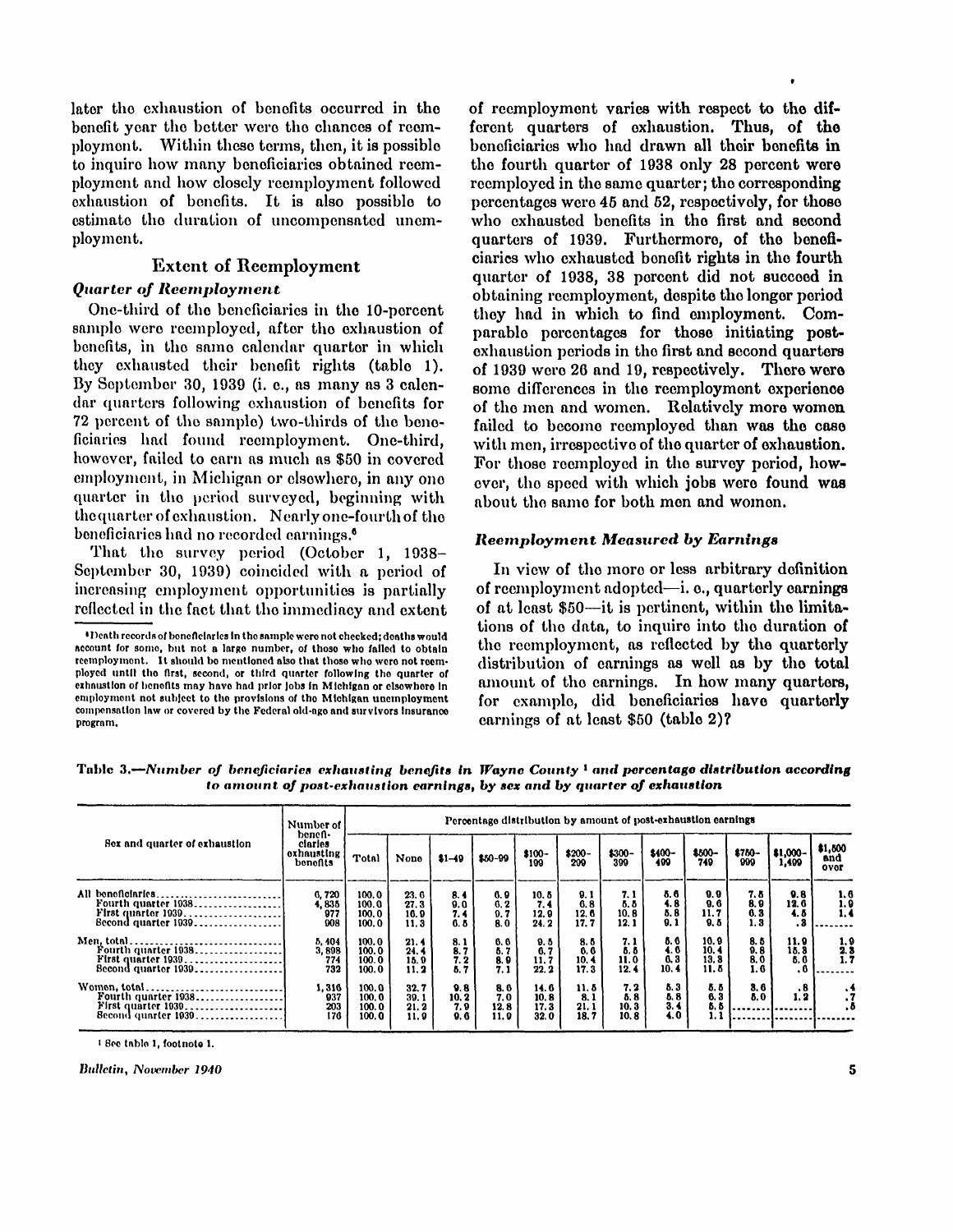later the exhaustion of benefits occurred in the benefit year the better were the chances of reemployment. Within these terms, then, it is possible to inquire how many beneficiaries obtained reemployment and how closely reemployment followed exhaustion of benefits. It is also possible to estimate the duration of uncompensated unemployment.

## Extent of Reemployment

### *Quarter of Reemployment*

One-third of the beneficiaries in the 10-percent sample were reemployed, after the exhaustion of benefits, in the same calendar quarter in which they exhausted their benefit rights (table 1). By September 30, 1939 (i. e., as many as 3 calendar quarters following exhaustion of benefits for 72 percent of the sample) two-thirds of the beneficiaries had found reemployment. One-third, however, failed to earn as much as $50 in covered employment, in Michigan or elsewhere, in any one quarter in the period surveyed, beginning with the quarter of exhaustion. Nearly one-fourth of the beneficiaries had no recorded earnings.[6]

That the survey period (October 1, 1938–September 30, 1939) coincided with a period of increasing employment opportunities is partially reflected in the fact that the immediacy and extent of reemployment varies with respect to the different quarters of exhaustion. Thus, of the beneficiaries who had drawn all their benefits in the fourth quarter of 1938 only 28 percent were reemployed in the same quarter; the corresponding percentages were 45 and 52, respectively, for those who exhausted benefits in the first and second quarters of 1939. Furthermore, of the beneficiaries who exhausted benefit rights in the fourth quarter of 1938, 38 percent did not succeed in obtaining reemployment, despite the longer period they had in which to find employment. Comparable percentages for those initiating post-exhaustion periods in the first and second quarters of 1939 were 26 and 19, respectively. There were some differences in the reemployment experience of the men and women. Relatively more women failed to become reemployed than was the case with men, irrespective of the quarter of exhaustion. For those reemployed in the survey period, however, the speed with which jobs were found was about the same for both men and women.

### *Reemployment Measured by Earnings*

In view of the more or less arbitrary definition of reemployment adopted—i. e., quarterly earnings of at least $50—it is pertinent, within the limitations of the data, to inquire into the duration of the reemployment, as reflected by the quarterly distribution of earnings as well as by the total amount of the earnings. In how many quarters, for example, did beneficiaries have quarterly earnings of at least $50 (table 2)?

[6] Death records of beneficiaries in the sample were not checked; deaths would account for some, but not a large number, of those who failed to obtain reemployment. It should be mentioned also that those who were not reemployed until the first, second, or third quarter following the quarter of exhaustion of benefits may have had prior jobs in Michigan or elsewhere in employment not subject to the provisions of the Michigan unemployment compensation law or covered by the Federal old-age and survivors insurance program.

**Table 3.—*Number of beneficiaries exhausting benefits in Wayne County*[1] *and percentage distribution according to amount of post-exhaustion earnings, by sex and by quarter of exhaustion***

| Sex and quarter of exhaustion | Number of beneficiaries exhausting benefits | Percentage distribution by amount of post-exhaustion earnings | | | | | | | | | | | |
|---|---|---|---|---|---|---|---|---|---|---|---|---|---|
| | | Total | None | $1-49 | $50-99 | $100-199 | $200-299 | $300-399 | $400-499 | $500-749 | $750-999 | $1,000-1,499 | $1,500 and over |
| All beneficiaries | 6,720 | 100.0 | 23.6 | 8.4 | 6.9 | 10.5 | 9.1 | 7.1 | 5.6 | 9.9 | 7.5 | 9.8 | 1.6 |
| Fourth quarter 1938 | 4,835 | 100.0 | 27.3 | 9.0 | 6.2 | 7.4 | 6.8 | 5.5 | 4.8 | 9.6 | 8.9 | 12.6 | 1.9 |
| First quarter 1939 | 977 | 100.0 | 16.9 | 7.4 | 9.7 | 12.9 | 12.6 | 10.8 | 5.8 | 11.7 | 6.3 | 4.5 | 1.4 |
| Second quarter 1939 | 908 | 100.0 | 11.3 | 6.5 | 8.0 | 24.2 | 17.7 | 12.1 | 9.1 | 9.5 | 1.3 | .3 | |
| Men, total | 5,404 | 100.0 | 21.4 | 8.1 | 6.6 | 9.5 | 8.5 | 7.1 | 5.6 | 10.9 | 8.5 | 11.9 | 1.9 |
| Fourth quarter 1938 | 3,898 | 100.0 | 24.4 | 8.7 | 5.7 | 6.7 | 6.6 | 5.5 | 4.6 | 10.4 | 9.8 | 15.3 | 2.3 |
| First quarter 1939 | 774 | 100.0 | 15.9 | 7.2 | 8.9 | 11.7 | 10.4 | 11.0 | 6.3 | 13.3 | 8.0 | 5.6 | 1.7 |
| Second quarter 1939 | 732 | 100.0 | 11.2 | 5.7 | 7.1 | 22.2 | 17.3 | 12.4 | 10.4 | 11.5 | 1.6 | .6 | |
| Women, total | 1,316 | 100.0 | 32.7 | 9.8 | 8.0 | 14.6 | 11.5 | 7.2 | 5.3 | 5.5 | 3.6 | .8 | .4 |
| Fourth quarter 1938 | 937 | 100.0 | 39.1 | 10.2 | 7.0 | 10.8 | 8.1 | 5.8 | 5.8 | 6.3 | 5.0 | 1.2 | .7 |
| First quarter 1939 | 203 | 100.0 | 21.2 | 7.9 | 12.8 | 17.3 | 21.1 | 10.3 | 3.4 | 5.5 | | | .5 |
| Second quarter 1939 | 176 | 100.0 | 11.9 | 9.6 | 11.9 | 32.0 | 18.7 | 10.8 | 4.0 | 1.1 | | | |

[1] See table 1, footnote 1.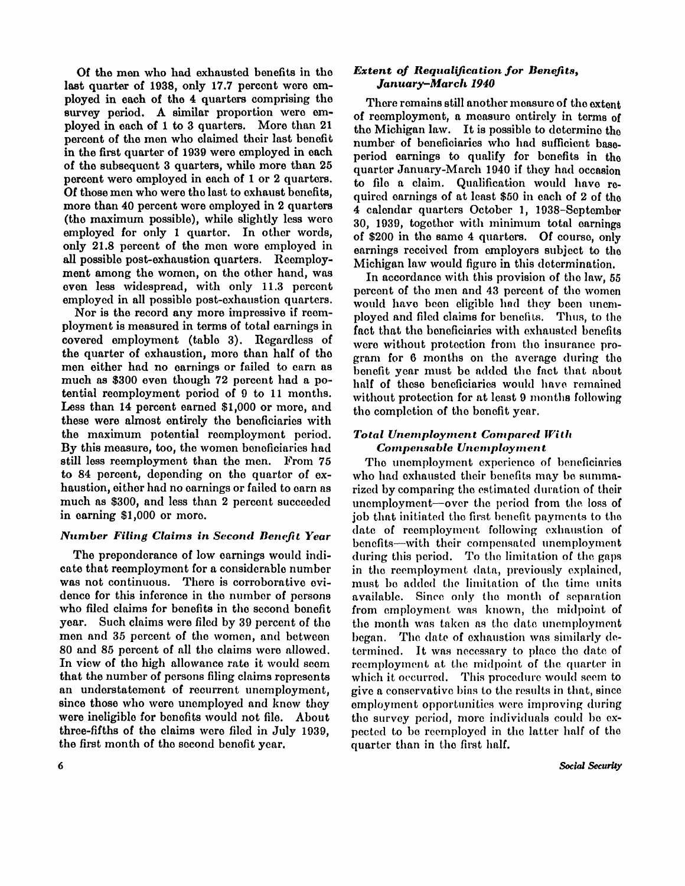Of the men who had exhausted benefits in the last quarter of 1938, only 17.7 percent were employed in each of the 4 quarters comprising the survey period. A similar proportion were employed in each of 1 to 3 quarters. More than 21 percent of the men who claimed their last benefit in the first quarter of 1939 were employed in each of the subsequent 3 quarters, while more than 25 percent were employed in each of 1 or 2 quarters. Of those men who were the last to exhaust benefits, more than 40 percent were employed in 2 quarters (the maximum possible), while slightly less were employed for only 1 quarter. In other words, only 21.8 percent of the men were employed in all possible post-exhaustion quarters. Reemployment among the women, on the other hand, was even less widespread, with only 11.3 percent employed in all possible post-exhaustion quarters.

Nor is the record any more impressive if reemployment is measured in terms of total earnings in covered employment (table 3). Regardless of the quarter of exhaustion, more than half of the men either had no earnings or failed to earn as much as $300 even though 72 percent had a potential reemployment period of 9 to 11 months. Less than 14 percent earned $1,000 or more, and these were almost entirely the beneficiaries with the maximum potential reemployment period. By this measure, too, the women beneficiaries had still less reemployment than the men. From 75 to 84 percent, depending on the quarter of exhaustion, either had no earnings or failed to earn as much as $300, and less than 2 percent succeeded in earning $1,000 or more.

### *Number Filing Claims in Second Benefit Year*

The preponderance of low earnings would indicate that reemployment for a considerable number was not continuous. There is corroborative evidence for this inference in the number of persons who filed claims for benefits in the second benefit year. Such claims were filed by 39 percent of the men and 35 percent of the women, and between 80 and 85 percent of all the claims were allowed. In view of the high allowance rate it would seem that the number of persons filing claims represents an understatement of recurrent unemployment, since those who were unemployed and knew they were ineligible for benefits would not file. About three-fifths of the claims were filed in July 1939, the first month of the second benefit year.

### *Extent of Requalification for Benefits, January–March 1940*

There remains still another measure of the extent of reemployment, a measure entirely in terms of the Michigan law. It is possible to determine the number of beneficiaries who had sufficient base-period earnings to qualify for benefits in the quarter January-March 1940 if they had occasion to file a claim. Qualification would have required earnings of at least $50 in each of 2 of the 4 calendar quarters October 1, 1938–September 30, 1939, together with minimum total earnings of $200 in the same 4 quarters. Of course, only earnings received from employers subject to the Michigan law would figure in this determination.

In accordance with this provision of the law, 55 percent of the men and 43 percent of the women would have been eligible had they been unemployed and filed claims for benefits. Thus, to the fact that the beneficiaries with exhausted benefits were without protection from the insurance program for 6 months on the average during the benefit year must be added the fact that about half of these beneficiaries would have remained without protection for at least 9 months following the completion of the benefit year.

### *Total Unemployment Compared With Compensable Unemployment*

The unemployment experience of beneficiaries who had exhausted their benefits may be summarized by comparing the estimated duration of their unemployment—over the period from the loss of job that initiated the first benefit payments to the date of reemployment following exhaustion of benefits—with their compensated unemployment during this period. To the limitation of the gaps in the reemployment data, previously explained, must be added the limitation of the time units available. Since only the month of separation from employment was known, the midpoint of the month was taken as the date unemployment began. The date of exhaustion was similarly determined. It was necessary to place the date of reemployment at the midpoint of the quarter in which it occurred. This procedure would seem to give a conservative bias to the results in that, since employment opportunities were improving during the survey period, more individuals could be expected to be reemployed in the latter half of the quarter than in the first half.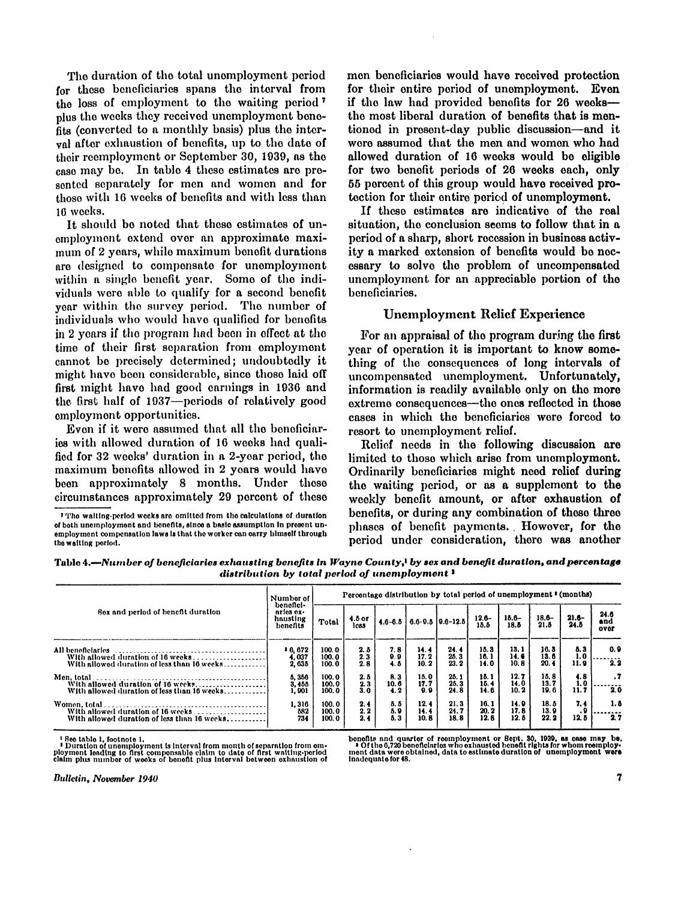The duration of the total unemployment period for these beneficiaries spans the interval from the loss of employment to the waiting period [7] plus the weeks they received unemployment benefits (converted to a monthly basis) plus the interval after exhaustion of benefits, up to the date of their reemployment or September 30, 1939, as the case may be. In table 4 these estimates are presented separately for men and women and for those with 16 weeks of benefits and with less than 16 weeks.

It should be noted that these estimates of unemployment extend over an approximate maximum of 2 years, while maximum benefit durations are designed to compensate for unemployment within a single benefit year. Some of the individuals were able to qualify for a second benefit year within the survey period. The number of individuals who would have qualified for benefits in 2 years if the program had been in effect at the time of their first separation from employment cannot be precisely determined; undoubtedly it might have been considerable, since those laid off first might have had good earnings in 1936 and the first half of 1937—periods of relatively good employment opportunities.

Even if it were assumed that all the beneficiaries with allowed duration of 16 weeks had qualified for 32 weeks' duration in a 2-year period, the maximum benefits allowed in 2 years would have been approximately 8 months. Under these circumstances approximately 29 percent of these men beneficiaries would have received protection for their entire period of unemployment. Even if the law had provided benefits for 26 weeks—the most liberal duration of benefits that is mentioned in present-day public discussion—and it were assumed that the men and women who had allowed duration of 16 weeks would be eligible for two benefit periods of 26 weeks each, only 55 percent of this group would have received protection for their entire period of unemployment.

If these estimates are indicative of the real situation, the conclusion seems to follow that in a period of a sharp, short recession in business activity a marked extension of benefits would be necessary to solve the problem of uncompensated unemployment for an appreciable portion of the beneficiaries.

## Unemployment Relief Experience

For an appraisal of the program during the first year of operation it is important to know something of the consequences of long intervals of uncompensated unemployment. Unfortunately, information is readily available only on the more extreme consequences—the ones reflected in those cases in which the beneficiaries were forced to resort to unemployment relief.

Relief needs in the following discussion are limited to those which arise from unemployment. Ordinarily beneficiaries might need relief during the waiting period, or as a supplement to the weekly benefit amount, or after exhaustion of benefits, or during any combination of these three phases of benefit payments. However, for the period under consideration, there was another

[7] The waiting-period weeks are omitted from the calculations of duration of both unemployment and benefits, since a basic assumption in present unemployment compensation laws is that the worker can carry himself through the waiting period.

**Table 4.**—*Number of beneficiaries exhausting benefits in Wayne County,[1] by sex and benefit duration, and percentage distribution by total period of unemployment [2]*

| Sex and period of benefit duration | Number of beneficiaries exhausting benefits | Percentage distribution by total period of unemployment [2] (months) | | | | | | | | | |
|---|---|---|---|---|---|---|---|---|---|---|---|
| | | Total | 4.5 or less | 4.6-6.5 | 6.6-9.5 | 9.6-12.5 | 12.6-15.5 | 15.6-18.5 | 18.6-21.5 | 21.6-24.5 | 24.6 and over |
| All beneficiaries | [3] 6,672 | 100.0 | 2.5 | 7.8 | 14.4 | 24.4 | 15.3 | 13.1 | 16.3 | 5.3 | 0.9 |
| With allowed duration of 16 weeks | 4,037 | 100.0 | 2.3 | 9.9 | 17.2 | 25.3 | 16.1 | 14.6 | 13.6 | 1.0 | |
| With allowed duration of less than 16 weeks | 2,635 | 100.0 | 2.8 | 4.5 | 10.2 | 23.2 | 14.0 | 10.8 | 20.4 | 11.9 | 2.2 |
| Men, total | 5,356 | 100.0 | 2.5 | 8.3 | 15.0 | 25.1 | 15.1 | 12.7 | 15.8 | 4.8 | .7 |
| With allowed duration of 16 weeks | 3,455 | 100.0 | 2.3 | 10.6 | 17.7 | 25.3 | 15.4 | 14.0 | 13.7 | 1.0 | |
| With allowed duration of less than 16 weeks | 1,901 | 100.0 | 3.0 | 4.2 | 9.9 | 24.8 | 14.6 | 10.2 | 19.6 | 11.7 | 2.0 |
| Women, total | 1,316 | 100.0 | 2.4 | 5.5 | 12.4 | 21.3 | 16.1 | 14.9 | 18.5 | 7.4 | 1.5 |
| With allowed duration of 16 weeks | 582 | 100.0 | 2.2 | 5.9 | 14.4 | 24.7 | 20.2 | 17.8 | 13.9 | .9 | |
| With allowed duration of less than 16 weeks | 734 | 100.0 | 2.4 | 5.3 | 10.8 | 18.8 | 12.8 | 12.5 | 22.2 | 12.5 | 2.7 |

[1] See table 1, footnote 1.
[2] Duration of unemployment is interval from month of separation from employment leading to first compensable claim to date of first waiting-period claim plus number of weeks of benefit plus interval between exhaustion of benefits and quarter of reemployment or Sept. 30, 1939, as case may be.
[3] Of the 6,720 beneficiaries who exhausted benefit rights for whom reemployment data were obtained, data to estimate duration of unemployment were inadequate for 48.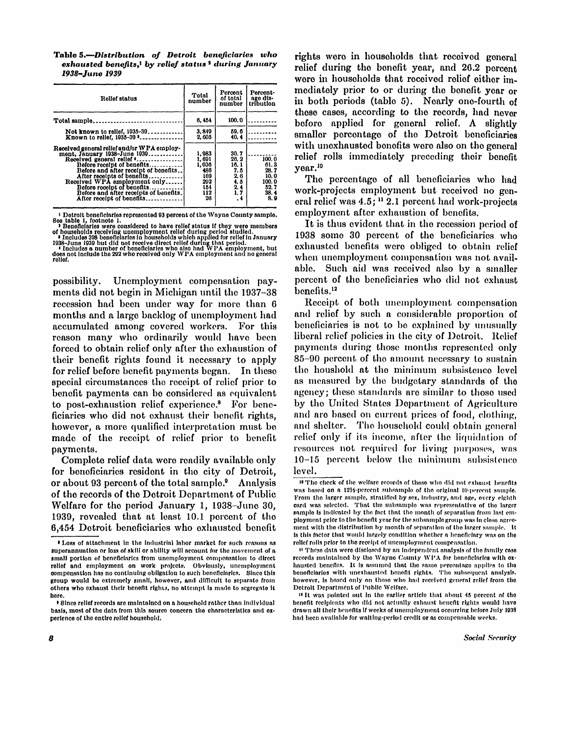**Table 5.—*Distribution of Detroit beneficiaries who exhausted benefits,[1] by relief status[2] during January 1938–June 1939***

| Relief status | Total number | Percent of total number | Percentage distribution |
|---|---|---|---|
| Total sample | 6,454 | 100.0 | |
| Not known to relief, 1935–39 | 3,849 | 59.6 | |
| Known to relief, 1935–39[3] | 2,605 | 40.4 | |
| Received general relief and/or WPA employment, January 1938–June 1939 | 1,983 | 30.7 | |
| Received general relief[4] | 1,691 | 26.2 | 100.0 |
| Before receipt of benefits | 1,036 | 16.1 | 61.3 |
| Before and after receipt of benefits | 486 | 7.5 | 28.7 |
| After receipts of benefits | 169 | 2.6 | 10.0 |
| Received WPA employment only | 292 | 4.5 | 100.0 |
| Before receipt of benefits | 154 | 2.4 | 52.7 |
| Before and after receipts of benefits | 112 | 1.7 | 38.4 |
| After receipt of benefits | 26 | .4 | 8.9 |

[1] Detroit beneficiaries represented 93 percent of the Wayne County sample. See table 1, footnote 1.

[2] Beneficiaries were considered to have relief status if they were members of households receiving unemployment relief during period studied.

[3] Includes 308 beneficiaries in households which applied for relief in January 1938–June 1939 but did not receive direct relief during that period.

[4] Includes a number of beneficiaries who also had WPA employment, but does not include the 292 who received only WPA employment and no general relief.

possibility. Unemployment compensation payments did not begin in Michigan until the 1937–38 recession had been under way for more than 6 months and a large backlog of unemployment had accumulated among covered workers. For this reason many who ordinarily would have been forced to obtain relief only after the exhaustion of their benefit rights found it necessary to apply for relief before benefit payments began. In these special circumstances the receipt of relief prior to benefit payments can be considered as equivalent to post-exhaustion relief experience.[8] For beneficiaries who did not exhaust their benefit rights, however, a more qualified interpretation must be made of the receipt of relief prior to benefit payments.

Complete relief data were readily available only for beneficiaries resident in the city of Detroit, or about 93 percent of the total sample.[9] Analysis of the records of the Detroit Department of Public Welfare for the period January 1, 1938–June 30, 1939, revealed that at least 10.1 percent of the 6,454 Detroit beneficiaries who exhausted benefit rights were in households that received general relief during the benefit year, and 26.2 percent were in households that received relief either immediately prior to or during the benefit year or in both periods (table 5). Nearly one-fourth of these cases, according to the records, had never before applied for general relief. A slightly smaller percentage of the Detroit beneficiaries with unexhausted benefits were also on the general relief rolls immediately preceding their benefit year.[10]

The percentage of all beneficiaries who had work-projects employment but received no general relief was 4.5;[11] 2.1 percent had work-projects employment after exhaustion of benefits.

It is thus evident that in the recession period of 1938 some 30 percent of the beneficiaries who exhausted benefits were obliged to obtain relief when unemployment compensation was not available. Such aid was received also by a smaller percent of the beneficiaries who did not exhaust benefits.[12]

Receipt of both unemployment compensation and relief by such a considerable proportion of beneficiaries is not to be explained by unusually liberal relief policies in the city of Detroit. Relief payments during those months represented only 85–90 percent of the amount necessary to sustain the household at the minimum subsistence level as measured by the budgetary standards of the agency; these standards are similar to those used by the United States Department of Agriculture and are based on current prices of food, clothing, and shelter. The household could obtain general relief only if its income, after the liquidation of resources not required for living purposes, was 10–15 percent below the minimum subsistence level.

[8] Loss of attachment in the industrial labor market for such reasons as superannuation or loss of skill or ability will account for the movement of a small portion of beneficiaries from unemployment compensation to direct relief and employment on work projects. Obviously, unemployment compensation has no continuing obligation to such beneficiaries. Since this group would be extremely small, however, and difficult to separate from others who exhaust their benefit rights, no attempt is made to segregate it here.

[9] Since relief records are maintained on a household rather than individual basis, most of the data from this source concern the characteristics and experience of the entire relief household.

[10] The check of the welfare records of those who did not exhaust benefits was based on a 12½-percent subsample of the original 10-percent sample. From the larger sample, stratified by sex, industry, and age, every eighth card was selected. That the subsample was representative of the larger sample is indicated by the fact that the month of separation from last employment prior to the benefit year for the subsample group was in close agreement with the distribution by month of separation of the larger sample. It is this factor that would largely condition whether a beneficiary was on the relief rolls prior to the receipt of unemployment compensation.

[11] These data were disclosed by an independent analysis of the family case records maintained by the Wayne County WPA for beneficiaries with exhausted benefits. It is assumed that the same percentage applies to the beneficiaries with unexhausted benefit rights. The subsequent analysis, however, is based only on those who had received general relief from the Detroit Department of Public Welfare.

[12] It was pointed out in the earlier article that about 45 percent of the benefit recipients who did not actually exhaust benefit rights would have drawn all their benefits if weeks of unemployment occurring before July 1938 had been available for waiting-period credit or as compensable weeks.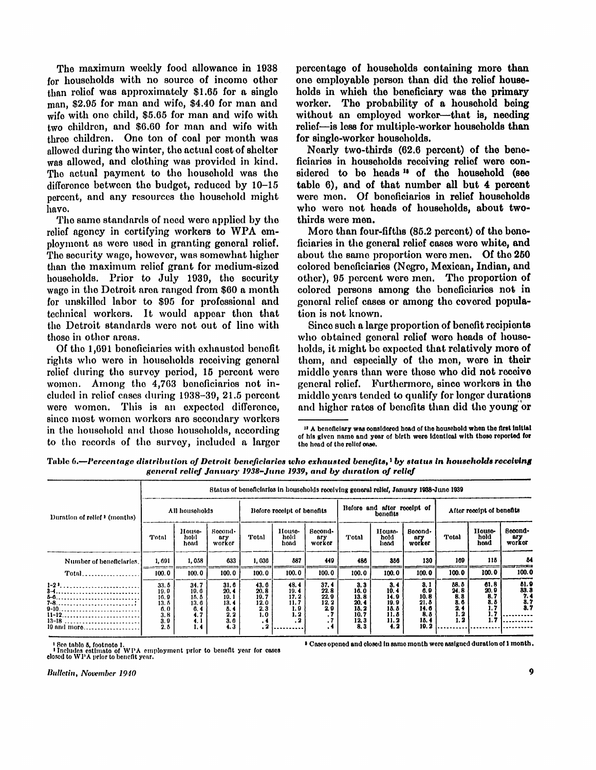The maximum weekly food allowance in 1938 for households with no source of income other than relief was approximately $1.65 for a single man, $2.95 for man and wife, $4.40 for man and wife with one child, $5.65 for man and wife with two children, and $6.60 for man and wife with three children. One ton of coal per month was allowed during the winter, the actual cost of shelter was allowed, and clothing was provided in kind. The actual payment to the household was the difference between the budget, reduced by 10–15 percent, and any resources the household might have.

The same standards of need were applied by the relief agency in certifying workers to WPA employment as were used in granting general relief. The security wage, however, was somewhat higher than the maximum relief grant for medium-sized households. Prior to July 1939, the security wage in the Detroit area ranged from $60 a month for unskilled labor to $95 for professional and technical workers. It would appear then that the Detroit standards were not out of line with those in other areas.

Of the 1,691 beneficiaries with exhausted benefit rights who were in households receiving general relief during the survey period, 15 percent were women. Among the 4,763 beneficiaries not included in relief cases during 1938–39, 21.5 percent were women. This is an expected difference, since most women workers are secondary workers in the household and those households, according to the records of the survey, included a larger percentage of households containing more than one employable person than did the relief households in which the beneficiary was the primary worker. The probability of a household being without an employed worker—that is, needing relief—is less for multiple-worker households than for single-worker households.

Nearly two-thirds (62.6 percent) of the beneficiaries in households receiving relief were considered to be heads [11] of the household (see table 6), and of that number all but 4 percent were men. Of beneficiaries in relief households who were not heads of households, about two-thirds were men.

More than four-fifths (85.2 percent) of the beneficiaries in the general relief cases were white, and about the same proportion were men. Of the 250 colored beneficiaries (Negro, Mexican, Indian, and other), 95 percent were men. The proportion of colored persons among the beneficiaries not in general relief cases or among the covered population is not known.

Since such a large proportion of benefit recipients who obtained general relief were heads of households, it might be expected that relatively more of them, and especially of the men, were in their middle years than were those who did not receive general relief. Furthermore, since workers in the middle years tended to qualify for longer durations and higher rates of benefits than did the young or

[11] A beneficiary was considered head of the household when the first initial of his given name and year of birth were identical with those reported for the head of the relief case.

*Table 6.—Percentage distribution of Detroit beneficiaries who exhausted benefits,[1] by status in households receiving general relief January 1938–June 1939, and by duration of relief*

| Duration of relief [2] (months) | Status of beneficiaries in households receiving general relief, January 1938–June 1939 | | | | | | | | | | | |
|---|---|---|---|---|---|---|---|---|---|---|---|---|
| | All households | | | Before receipt of benefits | | | Before and after receipt of benefits | | | After receipt of benefits | | |
| | Total | Household head | Secondary worker | Total | Household head | Secondary worker | Total | Household head | Secondary worker | Total | Household head | Secondary worker |
| Number of beneficiaries | 1,691 | 1,058 | 633 | 1,036 | 587 | 449 | 486 | 356 | 130 | 169 | 115 | 54 |
| Total | 100.0 | 100.0 | 100.0 | 100.0 | 100.0 | 100.0 | 100.0 | 100.0 | 100.0 | 100.0 | 100.0 | 100.0 |
| 1-2 [3] | 33.5 | 34.7 | 31.6 | 43.0 | 48.4 | 37.4 | 3.3 | 3.4 | 3.1 | 58.5 | 61.8 | 51.9 |
| 3-4 | 19.0 | 10.0 | 20.4 | 20.8 | 19.4 | 22.8 | 16.0 | 10.4 | 6.9 | 24.8 | 20.9 | 33.3 |
| 5-6 | 16.9 | 15.5 | 19.1 | 19.7 | 17.2 | 22.9 | 13.8 | 14.9 | 10.8 | 8.3 | 8.7 | 7.4 |
| 7-8 | 13.5 | 13.0 | 13.4 | 12.0 | 11.7 | 12.2 | 20.4 | 19.9 | 21.5 | 3.6 | 3.5 | 3.7 |
| 9-10 | 6.0 | 6.4 | 5.4 | 2.3 | 1.9 | 2.9 | 15.2 | 15.5 | 14.6 | 2.4 | 1.7 | 3.7 |
| 11-12 | 3.8 | 4.7 | 2.2 | 1.0 | 1.2 | .7 | 10.7 | 11.5 | 8.5 | 1.2 | 1.7 | |
| 13-18 | 3.9 | 4.1 | 3.0 | .4 | .2 | .7 | 12.3 | 11.2 | 15.4 | 1.2 | 1.7 | |
| 19 and more | 2.5 | 1.4 | 4.3 | .2 | | .4 | 8.3 | 4.2 | 19.2 | | | |

[1] See table 5, footnote 1.
[2] Includes estimate of WPA employment prior to benefit year for cases closed to WPA prior to benefit year.
[3] Cases opened and closed in same month were assigned duration of 1 month.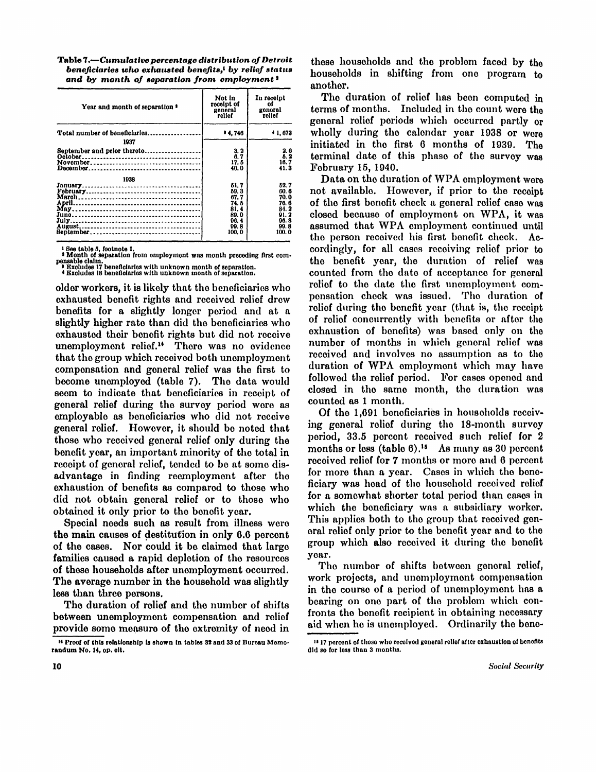**Table 7.—*Cumulative percentage distribution of Detroit beneficiaries who exhausted benefits,[1] by relief status and by month of separation from employment*[2]**

| Year and month of separation[2] | Not in receipt of general relief | In receipt of general relief |
|---|---|---|
| Total number of beneficiaries | [3] 4,746 | [4] 1,673 |
| **1937** | | |
| September and prior thereto | 3.2 | 2.6 |
| October | 6.7 | 5.2 |
| November | 17.5 | 16.7 |
| December | 40.0 | 41.3 |
| **1938** | | |
| January | 51.7 | 52.7 |
| February | 59.3 | 60.6 |
| March | 67.7 | 70.0 |
| April | 74.5 | 76.6 |
| May | 81.4 | 84.2 |
| June | 89.0 | 91.2 |
| July | 96.4 | 96.8 |
| August | 99.8 | 99.8 |
| September | 100.0 | 100.0 |

[1] See table 5, footnote 1.
[2] Month of separation from employment was month preceding first compensable claim.
[3] Excludes 17 beneficiaries with unknown month of separation.
[4] Excludes 18 beneficiaries with unknown month of separation.

older workers, it is likely that the beneficiaries who exhausted benefit rights and received relief drew benefits for a slightly longer period and at a slightly higher rate than did the beneficiaries who exhausted their benefit rights but did not receive unemployment relief.[14] There was no evidence that the group which received both unemployment compensation and general relief was the first to become unemployed (table 7). The data would seem to indicate that beneficiaries in receipt of general relief during the survey period were as employable as beneficiaries who did not receive general relief. However, it should be noted that those who received general relief only during the benefit year, an important minority of the total in receipt of general relief, tended to be at some disadvantage in finding reemployment after the exhaustion of benefits as compared to those who did not obtain general relief or to those who obtained it only prior to the benefit year.

Special needs such as result from illness were the main causes of destitution in only 6.6 percent of the cases. Nor could it be claimed that large families caused a rapid depletion of the resources of these households after unemployment occurred. The average number in the household was slightly less than three persons.

The duration of relief and the number of shifts between unemployment compensation and relief provide some measure of the extremity of need in these households and the problem faced by the households in shifting from one program to another.

The duration of relief has been computed in terms of months. Included in the count were the general relief periods which occurred partly or wholly during the calendar year 1938 or were initiated in the first 6 months of 1939. The terminal date of this phase of the survey was February 15, 1940.

Data on the duration of WPA employment were not available. However, if prior to the receipt of the first benefit check a general relief case was closed because of employment on WPA, it was assumed that WPA employment continued until the person received his first benefit check. Accordingly, for all cases receiving relief prior to the benefit year, the duration of relief was counted from the date of acceptance for general relief to the date the first unemployment compensation check was issued. The duration of relief during the benefit year (that is, the receipt of relief concurrently with benefits or after the exhaustion of benefits) was based only on the number of months in which general relief was received and involves no assumption as to the duration of WPA employment which may have followed the relief period. For cases opened and closed in the same month, the duration was counted as 1 month.

Of the 1,691 beneficiaries in households receiving general relief during the 18-month survey period, 33.5 percent received such relief for 2 months or less (table 6).[15] As many as 30 percent received relief for 7 months or more and 6 percent for more than a year. Cases in which the beneficiary was head of the household received relief for a somewhat shorter total period than cases in which the beneficiary was a subsidiary worker. This applies both to the group that received general relief only prior to the benefit year and to the group which also received it during the benefit year.

The number of shifts between general relief, work projects, and unemployment compensation in the course of a period of unemployment has a bearing on one part of the problem which confronts the benefit recipient in obtaining necessary aid when he is unemployed. Ordinarily the bene-

[14] Proof of this relationship is shown in tables 32 and 33 of Bureau Memorandum No. 14, op. cit.

[15] 17 percent of those who received general relief after exhaustion of benefits did so for less than 3 months.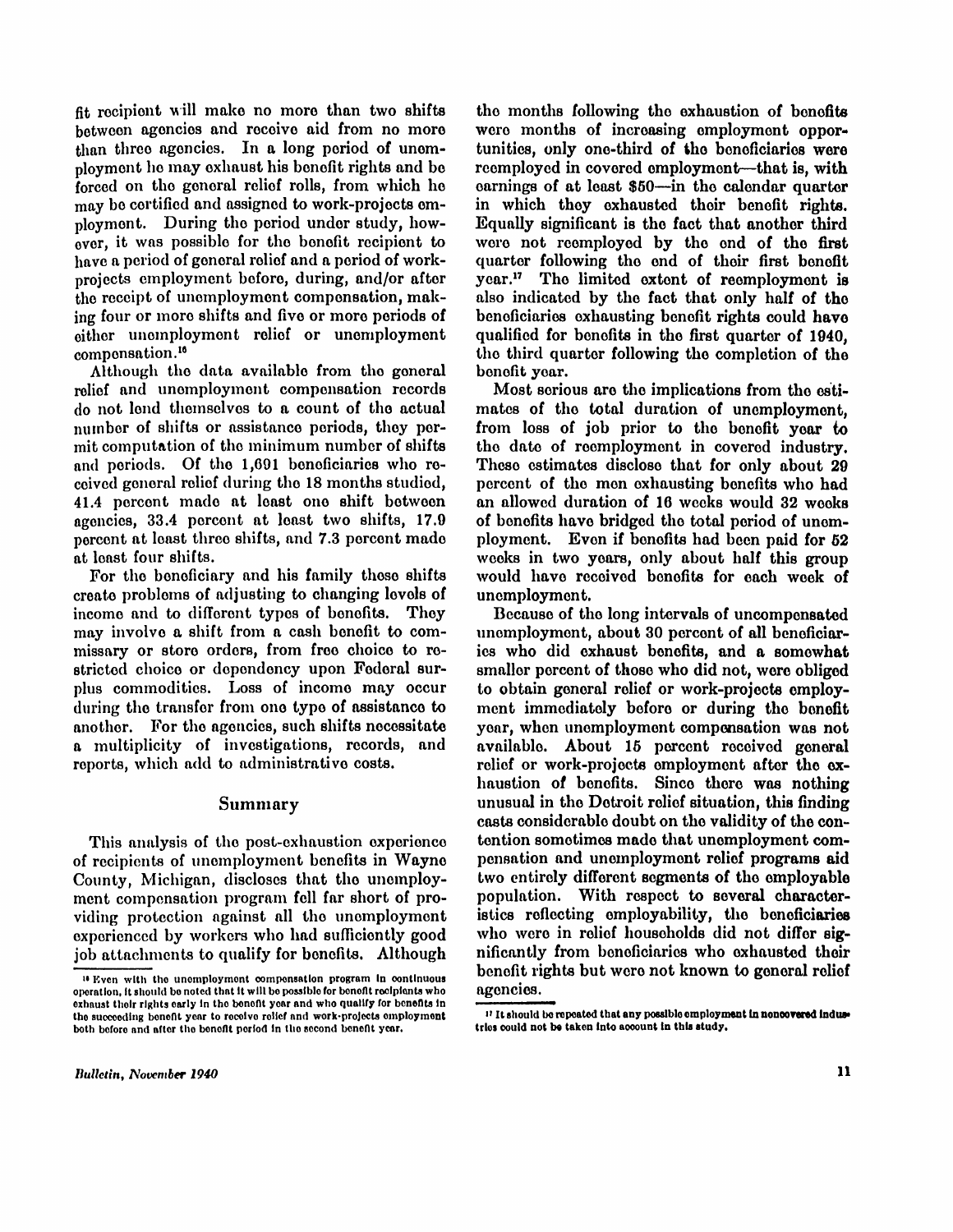fit recipient will make no more than two shifts between agencies and receive aid from no more than three agencies. In a long period of unemployment he may exhaust his benefit rights and be forced on the general relief rolls, from which he may be certified and assigned to work-projects employment. During the period under study, however, it was possible for the benefit recipient to have a period of general relief and a period of work-projects employment before, during, and/or after the receipt of unemployment compensation, making four or more shifts and five or more periods of either unemployment relief or unemployment compensation.[16]

Although the data available from the general relief and unemployment compensation records do not lend themselves to a count of the actual number of shifts or assistance periods, they permit computation of the minimum number of shifts and periods. Of the 1,691 beneficiaries who received general relief during the 18 months studied, 41.4 percent made at least one shift between agencies, 33.4 percent at least two shifts, 17.9 percent at least three shifts, and 7.3 percent made at least four shifts.

For the beneficiary and his family these shifts create problems of adjusting to changing levels of income and to different types of benefits. They may involve a shift from a cash benefit to commissary or store orders, from free choice to restricted choice or dependency upon Federal surplus commodities. Loss of income may occur during the transfer from one type of assistance to another. For the agencies, such shifts necessitate a multiplicity of investigations, records, and reports, which add to administrative costs.

## Summary

This analysis of the post-exhaustion experience of recipients of unemployment benefits in Wayne County, Michigan, discloses that the unemployment compensation program fell far short of providing protection against all the unemployment experienced by workers who had sufficiently good job attachments to qualify for benefits. Although the months following the exhaustion of benefits were months of increasing employment opportunities, only one-third of the beneficiaries were reemployed in covered employment—that is, with earnings of at least $50—in the calendar quarter in which they exhausted their benefit rights. Equally significant is the fact that another third were not reemployed by the end of the first quarter following the end of their first benefit year.[17] The limited extent of reemployment is also indicated by the fact that only half of the beneficiaries exhausting benefit rights could have qualified for benefits in the first quarter of 1940, the third quarter following the completion of the benefit year.

Most serious are the implications from the estimates of the total duration of unemployment, from loss of job prior to the benefit year to the date of reemployment in covered industry. These estimates disclose that for only about 29 percent of the men exhausting benefits who had an allowed duration of 16 weeks would 32 weeks of benefits have bridged the total period of unemployment. Even if benefits had been paid for 52 weeks in two years, only about half this group would have received benefits for each week of unemployment.

Because of the long intervals of uncompensated unemployment, about 30 percent of all beneficiaries who did exhaust benefits, and a somewhat smaller percent of those who did not, were obliged to obtain general relief or work-projects employment immediately before or during the benefit year, when unemployment compensation was not available. About 15 percent received general relief or work-projects employment after the exhaustion of benefits. Since there was nothing unusual in the Detroit relief situation, this finding casts considerable doubt on the validity of the contention sometimes made that unemployment compensation and unemployment relief programs aid two entirely different segments of the employable population. With respect to several characteristics reflecting employability, the beneficiaries who were in relief households did not differ significantly from beneficiaries who exhausted their benefit rights but were not known to general relief agencies.

[16] Even with the unemployment compensation program in continuous operation, it should be noted that it will be possible for benefit recipients who exhaust their rights early in the benefit year and who qualify for benefits in the succeeding benefit year to receive relief and work-projects employment both before and after the benefit period in the second benefit year.

[17] It should be repeated that any possible employment in noncovered industries could not be taken into account in this study.